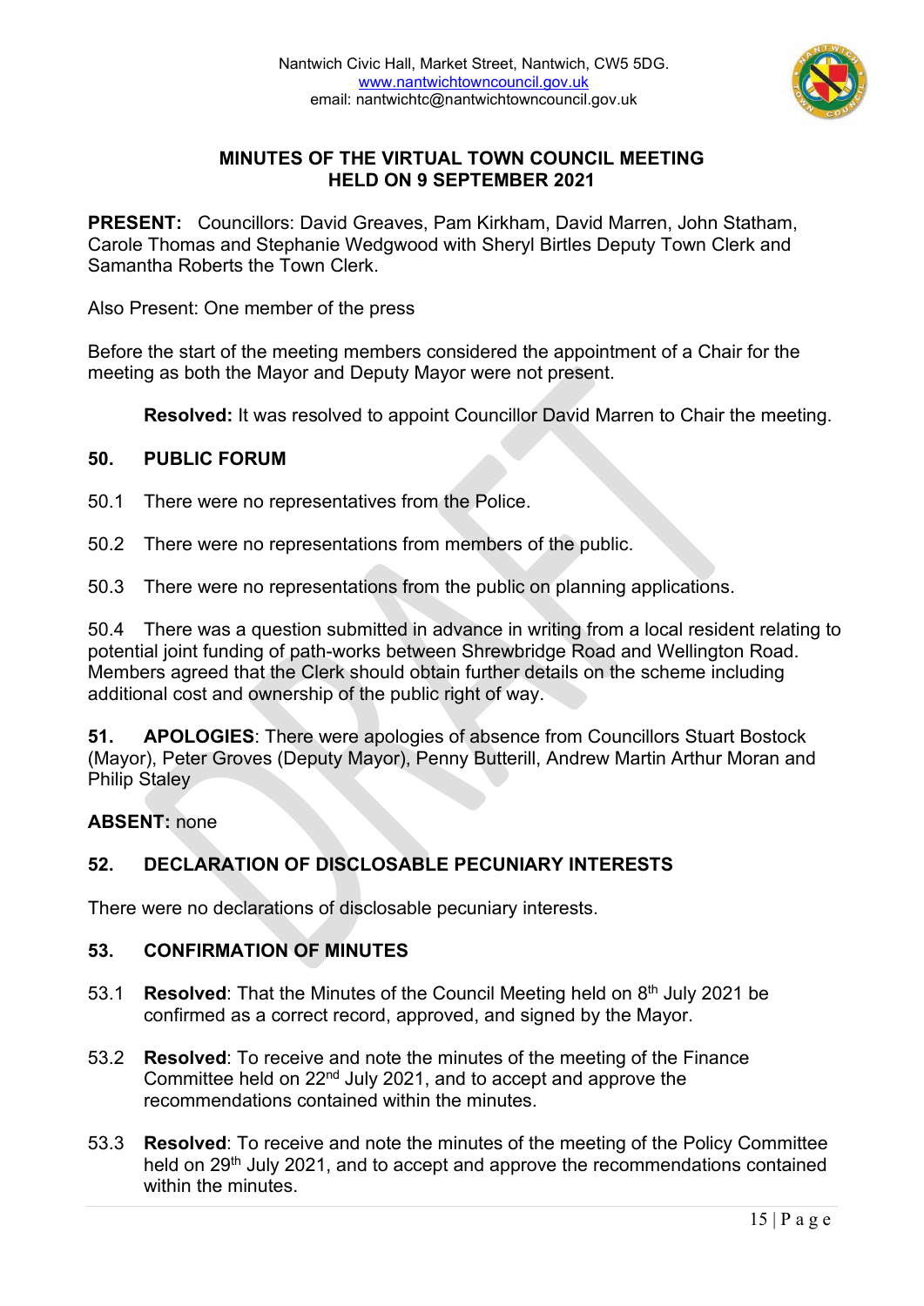Nantwich Civic Hall, Market Street, Nantwich, CW5 5DG.
www.nantwichtowncouncil.gov.uk
email: nantwichtc@nantwichtowncouncil.gov.uk

## MINUTES OF THE VIRTUAL TOWN COUNCIL MEETING HELD ON 9 SEPTEMBER 2021

**PRESENT:** Councillors: David Greaves, Pam Kirkham, David Marren, John Statham, Carole Thomas and Stephanie Wedgwood with Sheryl Birtles Deputy Town Clerk and Samantha Roberts the Town Clerk.

Also Present: One member of the press

Before the start of the meeting members considered the appointment of a Chair for the meeting as both the Mayor and Deputy Mayor were not present.

> **Resolved:** It was resolved to appoint Councillor David Marren to Chair the meeting.

### 50. PUBLIC FORUM

50.1 There were no representatives from the Police.

50.2 There were no representations from members of the public.

50.3 There were no representations from the public on planning applications.

50.4 There was a question submitted in advance in writing from a local resident relating to potential joint funding of path-works between Shrewbridge Road and Wellington Road. Members agreed that the Clerk should obtain further details on the scheme including additional cost and ownership of the public right of way.

**51. APOLOGIES**: There were apologies of absence from Councillors Stuart Bostock (Mayor), Peter Groves (Deputy Mayor), Penny Butterill, Andrew Martin Arthur Moran and Philip Staley

**ABSENT:** none

### 52. DECLARATION OF DISCLOSABLE PECUNIARY INTERESTS

There were no declarations of disclosable pecuniary interests.

### 53. CONFIRMATION OF MINUTES

53.1 **Resolved**: That the Minutes of the Council Meeting held on 8th July 2021 be confirmed as a correct record, approved, and signed by the Mayor.

53.2 **Resolved**: To receive and note the minutes of the meeting of the Finance Committee held on 22nd July 2021, and to accept and approve the recommendations contained within the minutes.

53.3 **Resolved**: To receive and note the minutes of the meeting of the Policy Committee held on 29th July 2021, and to accept and approve the recommendations contained within the minutes.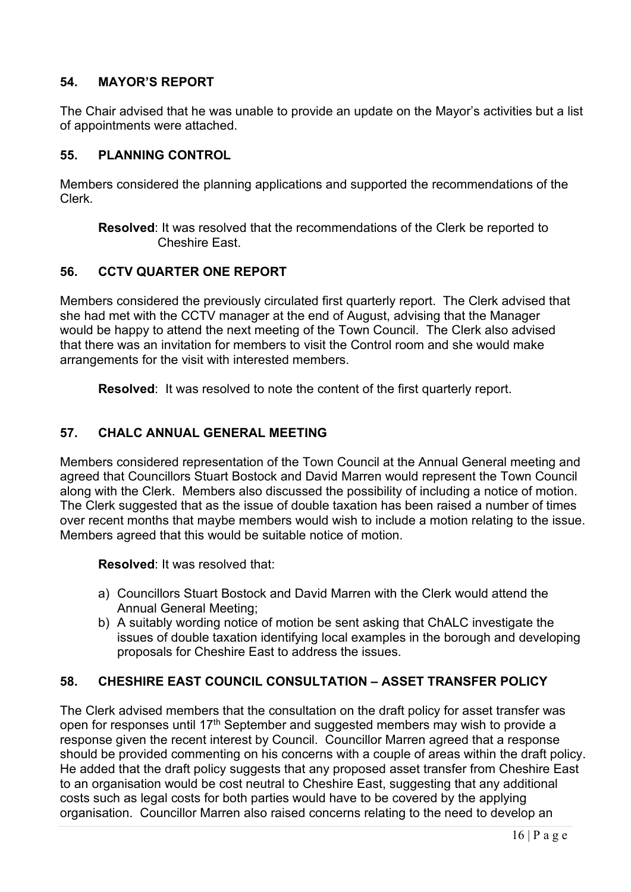## 54. MAYOR'S REPORT

The Chair advised that he was unable to provide an update on the Mayor's activities but a list of appointments were attached.

## 55. PLANNING CONTROL

Members considered the planning applications and supported the recommendations of the Clerk.

> **Resolved**: It was resolved that the recommendations of the Clerk be reported to Cheshire East.

## 56. CCTV QUARTER ONE REPORT

Members considered the previously circulated first quarterly report. The Clerk advised that she had met with the CCTV manager at the end of August, advising that the Manager would be happy to attend the next meeting of the Town Council. The Clerk also advised that there was an invitation for members to visit the Control room and she would make arrangements for the visit with interested members.

> **Resolved**: It was resolved to note the content of the first quarterly report.

## 57. CHALC ANNUAL GENERAL MEETING

Members considered representation of the Town Council at the Annual General meeting and agreed that Councillors Stuart Bostock and David Marren would represent the Town Council along with the Clerk. Members also discussed the possibility of including a notice of motion. The Clerk suggested that as the issue of double taxation has been raised a number of times over recent months that maybe members would wish to include a motion relating to the issue. Members agreed that this would be suitable notice of motion.

> **Resolved**: It was resolved that:
>
> a) Councillors Stuart Bostock and David Marren with the Clerk would attend the Annual General Meeting;
> b) A suitably wording notice of motion be sent asking that ChALC investigate the issues of double taxation identifying local examples in the borough and developing proposals for Cheshire East to address the issues.

## 58. CHESHIRE EAST COUNCIL CONSULTATION – ASSET TRANSFER POLICY

The Clerk advised members that the consultation on the draft policy for asset transfer was open for responses until 17th September and suggested members may wish to provide a response given the recent interest by Council. Councillor Marren agreed that a response should be provided commenting on his concerns with a couple of areas within the draft policy. He added that the draft policy suggests that any proposed asset transfer from Cheshire East to an organisation would be cost neutral to Cheshire East, suggesting that any additional costs such as legal costs for both parties would have to be covered by the applying organisation. Councillor Marren also raised concerns relating to the need to develop an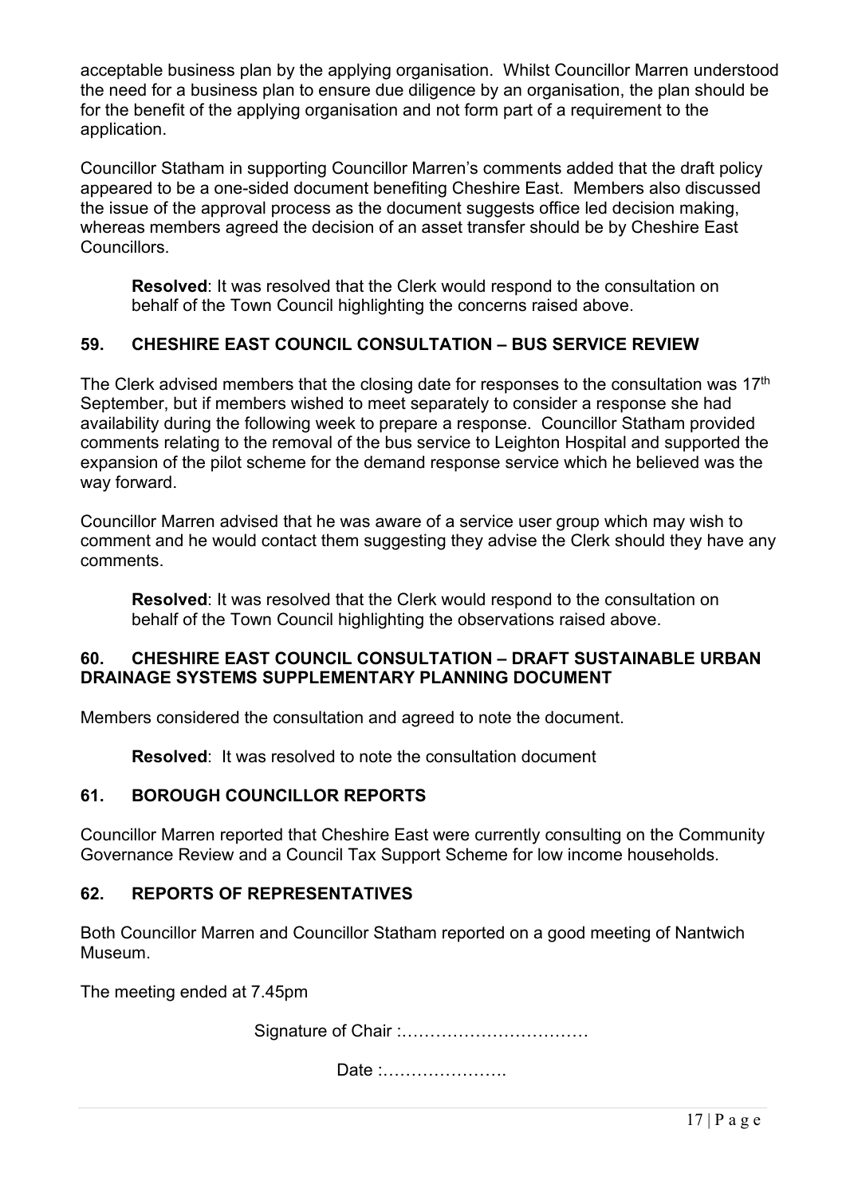acceptable business plan by the applying organisation. Whilst Councillor Marren understood the need for a business plan to ensure due diligence by an organisation, the plan should be for the benefit of the applying organisation and not form part of a requirement to the application.

Councillor Statham in supporting Councillor Marren's comments added that the draft policy appeared to be a one-sided document benefiting Cheshire East. Members also discussed the issue of the approval process as the document suggests office led decision making, whereas members agreed the decision of an asset transfer should be by Cheshire East Councillors.

> **Resolved**: It was resolved that the Clerk would respond to the consultation on behalf of the Town Council highlighting the concerns raised above.

### 59. CHESHIRE EAST COUNCIL CONSULTATION – BUS SERVICE REVIEW

The Clerk advised members that the closing date for responses to the consultation was 17th September, but if members wished to meet separately to consider a response she had availability during the following week to prepare a response. Councillor Statham provided comments relating to the removal of the bus service to Leighton Hospital and supported the expansion of the pilot scheme for the demand response service which he believed was the way forward.

Councillor Marren advised that he was aware of a service user group which may wish to comment and he would contact them suggesting they advise the Clerk should they have any comments.

> **Resolved**: It was resolved that the Clerk would respond to the consultation on behalf of the Town Council highlighting the observations raised above.

### 60. CHESHIRE EAST COUNCIL CONSULTATION – DRAFT SUSTAINABLE URBAN DRAINAGE SYSTEMS SUPPLEMENTARY PLANNING DOCUMENT

Members considered the consultation and agreed to note the document.

> **Resolved**: It was resolved to note the consultation document

### 61. BOROUGH COUNCILLOR REPORTS

Councillor Marren reported that Cheshire East were currently consulting on the Community Governance Review and a Council Tax Support Scheme for low income households.

### 62. REPORTS OF REPRESENTATIVES

Both Councillor Marren and Councillor Statham reported on a good meeting of Nantwich Museum.

The meeting ended at 7.45pm

Signature of Chair :……………………………

Date :………………….